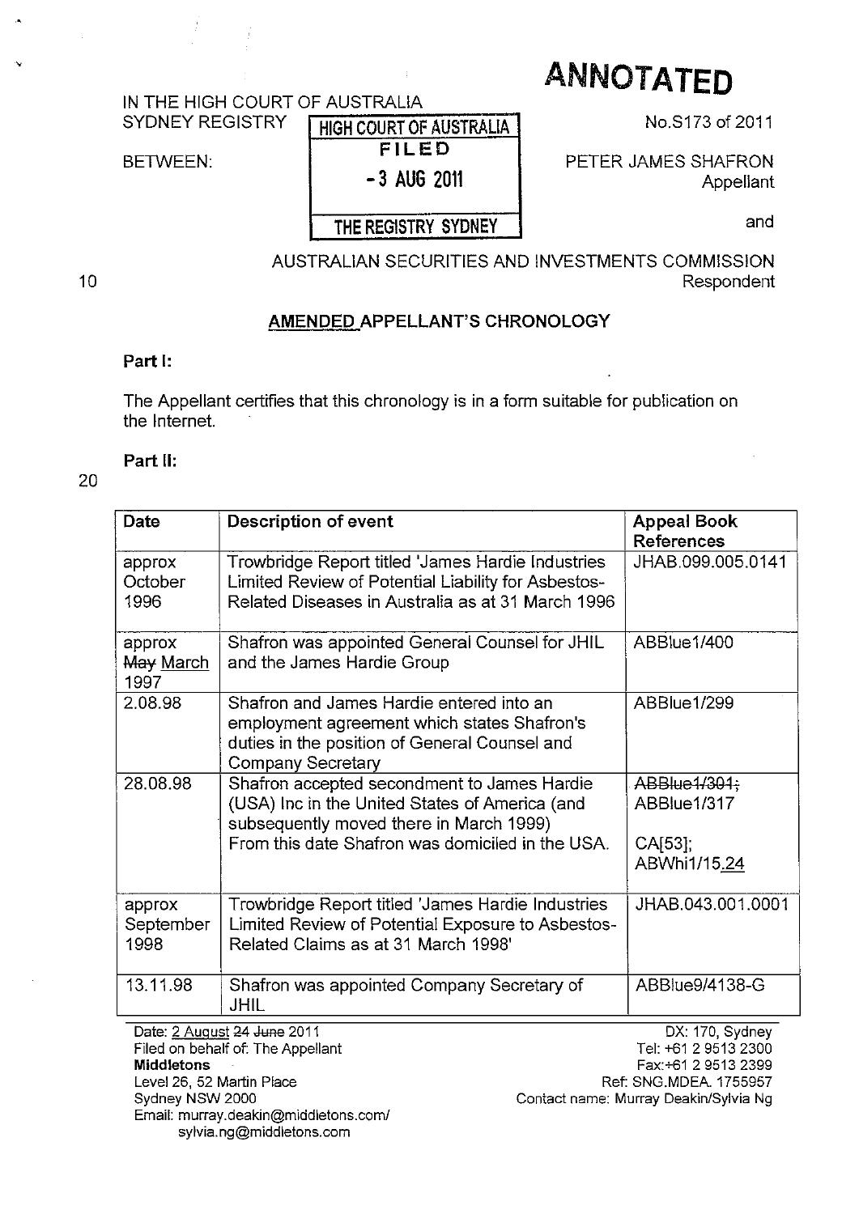# ANNOTATED

IN THE HIGH COURT OF AUSTRALIA
SYDNEY REGISTRY

HIGH COURT OF AUSTRALIA
FILED
- 3 AUG 2011
THE REGISTRY SYDNEY

No.S173 of 2011

BETWEEN:

PETER JAMES SHAFRON
Appellant

and

AUSTRALIAN SECURITIES AND INVESTMENTS COMMISSION
Respondent

## AMENDED APPELLANT'S CHRONOLOGY

**Part I:**

The Appellant certifies that this chronology is in a form suitable for publication on the Internet.

**Part II:**

| Date | Description of event | Appeal Book References |
|---|---|---|
| approx October 1996 | Trowbridge Report titled 'James Hardie Industries Limited Review of Potential Liability for Asbestos-Related Diseases in Australia as at 31 March 1996 | JHAB.099.005.0141 |
| approx ~~May~~ March 1997 | Shafron was appointed General Counsel for JHIL and the James Hardie Group | ABBlue1/400 |
| 2.08.98 | Shafron and James Hardie entered into an employment agreement which states Shafron's duties in the position of General Counsel and Company Secretary | ABBlue1/299 |
| 28.08.98 | Shafron accepted secondment to James Hardie (USA) Inc in the United States of America (and subsequently moved there in March 1999) From this date Shafron was domiciled in the USA. | ~~ABBlue1/301;~~ ABBlue1/317<br><br>CA[53]; ABWhi1/15.24 |
| approx September 1998 | Trowbridge Report titled 'James Hardie Industries Limited Review of Potential Exposure to Asbestos-Related Claims as at 31 March 1998' | JHAB.043.001.0001 |
| 13.11.98 | Shafron was appointed Company Secretary of JHIL | ABBlue9/4138-G |

Date: 2 August ~~24 June~~ 2011
Filed on behalf of: The Appellant
**Middletons**
Level 26, 52 Martin Place
Sydney NSW 2000
Email: murray.deakin@middletons.com/
sylvia.ng@middletons.com

DX: 170, Sydney
Tel: +61 2 9513 2300
Fax:+61 2 9513 2399
Ref: SNG.MDEA. 1755957
Contact name: Murray Deakin/Sylvia Ng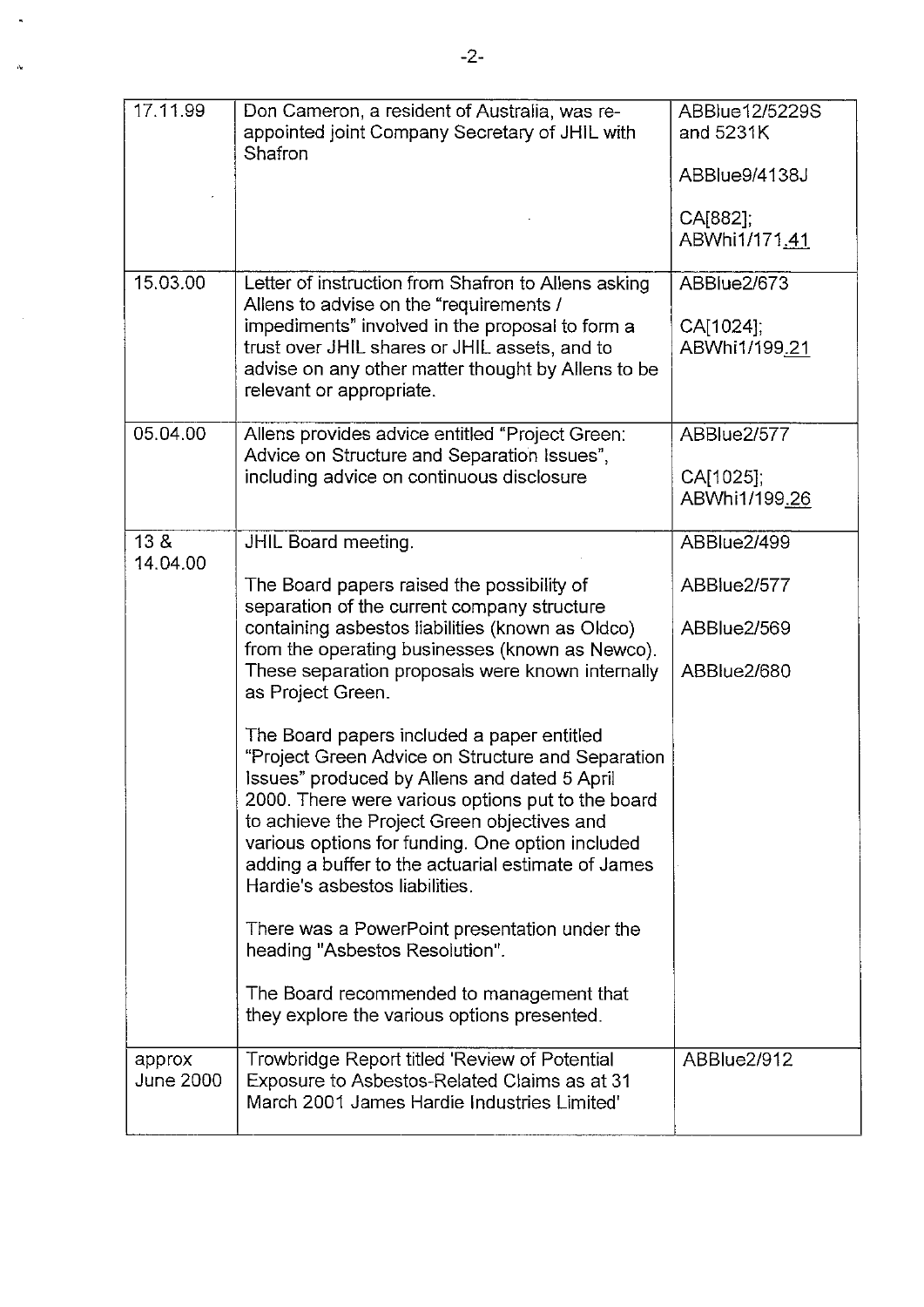| | | |
|---|---|---|
| 17.11.99 | Don Cameron, a resident of Australia, was re-appointed joint Company Secretary of JHIL with Shafron | ABBlue12/5229S and 5231K<br><br>ABBlue9/4138J<br><br>CA[882]; ABWhi1/171.41 |
| 15.03.00 | Letter of instruction from Shafron to Allens asking Allens to advise on the "requirements / impediments" involved in the proposal to form a trust over JHIL shares or JHIL assets, and to advise on any other matter thought by Allens to be relevant or appropriate. | ABBlue2/673<br><br>CA[1024]; ABWhi1/199.21 |
| 05.04.00 | Allens provides advice entitled "Project Green: Advice on Structure and Separation Issues", including advice on continuous disclosure | ABBlue2/577<br><br>CA[1025]; ABWhi1/199.26 |
| 13 & 14.04.00 | JHIL Board meeting.<br><br>The Board papers raised the possibility of separation of the current company structure containing asbestos liabilities (known as Oldco) from the operating businesses (known as Newco). These separation proposals were known internally as Project Green.<br><br>The Board papers included a paper entitled "Project Green Advice on Structure and Separation Issues" produced by Allens and dated 5 April 2000. There were various options put to the board to achieve the Project Green objectives and various options for funding. One option included adding a buffer to the actuarial estimate of James Hardie's asbestos liabilities.<br><br>There was a PowerPoint presentation under the heading "Asbestos Resolution".<br><br>The Board recommended to management that they explore the various options presented. | ABBlue2/499<br><br>ABBlue2/577<br><br>ABBlue2/569<br><br>ABBlue2/680 |
| approx June 2000 | Trowbridge Report titled 'Review of Potential Exposure to Asbestos-Related Claims as at 31 March 2001 James Hardie Industries Limited' | ABBlue2/912 |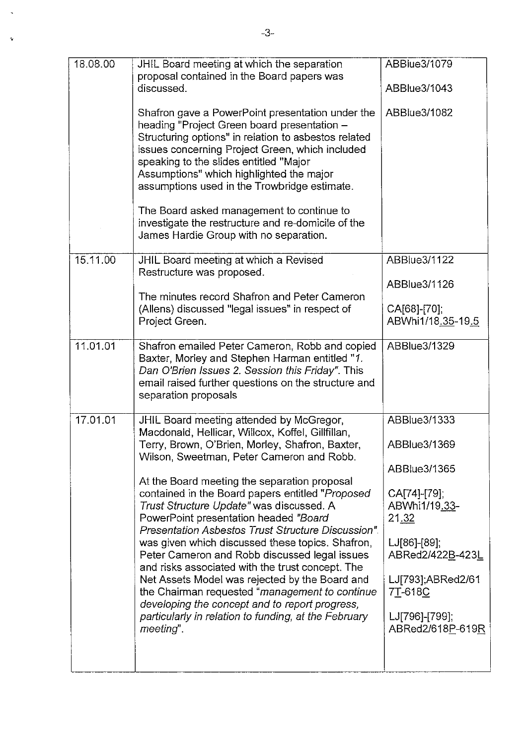| | | |
|---|---|---|
| 18.08.00 | JHIL Board meeting at which the separation proposal contained in the Board papers was discussed.<br><br>Shafron gave a PowerPoint presentation under the heading "Project Green board presentation – Structuring options" in relation to asbestos related issues concerning Project Green, which included speaking to the slides entitled "Major Assumptions" which highlighted the major assumptions used in the Trowbridge estimate.<br><br>The Board asked management to continue to investigate the restructure and re-domicile of the James Hardie Group with no separation. | ABBlue3/1079<br><br>ABBlue3/1043<br><br>ABBlue3/1082 |
| 15.11.00 | JHIL Board meeting at which a Revised Restructure was proposed.<br><br>The minutes record Shafron and Peter Cameron (Allens) discussed "legal issues" in respect of Project Green. | ABBlue3/1122<br><br>ABBlue3/1126<br><br>CA[68]-[70]; ABWhi1/18.35-19.5 |
| 11.01.01 | Shafron emailed Peter Cameron, Robb and copied Baxter, Morley and Stephen Harman entitled "*1. Dan O'Brien Issues 2. Session this Friday*". This email raised further questions on the structure and separation proposals | ABBlue3/1329 |
| 17.01.01 | JHIL Board meeting attended by McGregor, Macdonald, Hellicar, Willcox, Koffel, Gillfillan, Terry, Brown, O'Brien, Morley, Shafron, Baxter, Wilson, Sweetman, Peter Cameron and Robb.<br><br>At the Board meeting the separation proposal contained in the Board papers entitled "*Proposed Trust Structure Update*" was discussed. A PowerPoint presentation headed *"Board Presentation Asbestos Trust Structure Discussion"*. was given which discussed these topics. Shafron, Peter Cameron and Robb discussed legal issues and risks associated with the trust concept. The Net Assets Model was rejected by the Board and the Chairman requested "*management to continue developing the concept and to report progress, particularly in relation to funding, at the February meeting*". | ABBlue3/1333<br><br>ABBlue3/1369<br><br>ABBlue3/1365<br><br>CA[74]-[79]; ABWhi1/19.33-21.32<br><br>LJ[86]-[89]; ABRed2/422B-423L<br><br>LJ[793];ABRed2/617T-618C<br><br>LJ[796]-[799]; ABRed2/618P-619R |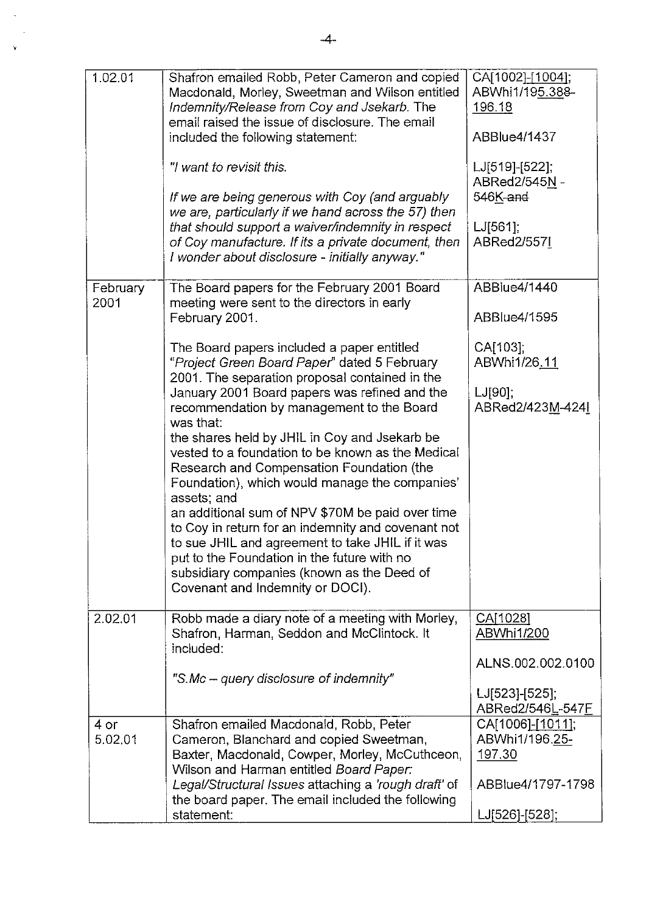| | | |
|---|---|---|
| 1.02.01 | Shafron emailed Robb, Peter Cameron and copied Macdonald, Morley, Sweetman and Wilson entitled *Indemnity/Release from Coy and Jsekarb*. The email raised the issue of disclosure. The email included the following statement:<br><br>*"I want to revisit this.*<br><br>*If we are being generous with Coy (and arguably we are, particularly if we hand across the 57) then that should support a waiver/indemnity in respect of Coy manufacture. If its a private document, then I wonder about disclosure - initially anyway."* | CA[1002]-[1004]; ABWhi1/195.388-196.18<br><br>ABBlue4/1437<br><br>LJ[519]-[522]; ABRed2/545N - 546K and<br><br>LJ[561]; ABRed2/557I |
| February 2001 | The Board papers for the February 2001 Board meeting were sent to the directors in early February 2001.<br><br>The Board papers included a paper entitled "*Project Green Board Paper*" dated 5 February 2001. The separation proposal contained in the January 2001 Board papers was refined and the recommendation by management to the Board was that:<br>the shares held by JHIL in Coy and Jsekarb be vested to a foundation to be known as the Medical Research and Compensation Foundation (the Foundation), which would manage the companies' assets; and<br>an additional sum of NPV $70M be paid over time to Coy in return for an indemnity and covenant not to sue JHIL and agreement to take JHIL if it was put to the Foundation in the future with no subsidiary companies (known as the Deed of Covenant and Indemnity or DOCI). | ABBlue4/1440<br><br>ABBlue4/1595<br><br>CA[103]; ABWhi1/26.11<br><br>LJ[90]; ABRed2/423M-424I |
| 2.02.01 | Robb made a diary note of a meeting with Morley, Shafron, Harman, Seddon and McClintock. It included:<br><br>*"S.Mc – query disclosure of indemnity"* | CA[1028] ABWhi1/200<br><br>ALNS.002.002.0100<br><br>LJ[523]-[525]; ABRed2/546L-547F |
| 4 or 5.02.01 | Shafron emailed Macdonald, Robb, Peter Cameron, Blanchard and copied Sweetman, Baxter, Macdonald, Cowper, Morley, McCuthceon, Wilson and Harman entitled *Board Paper: Legal/Structural Issues* attaching a *'rough draft'* of the board paper. The email included the following statement: | CA[1006]-[1011]; ABWhi1/196.25-197.30<br><br>ABBlue4/1797-1798<br><br>LJ[526]-[528]; |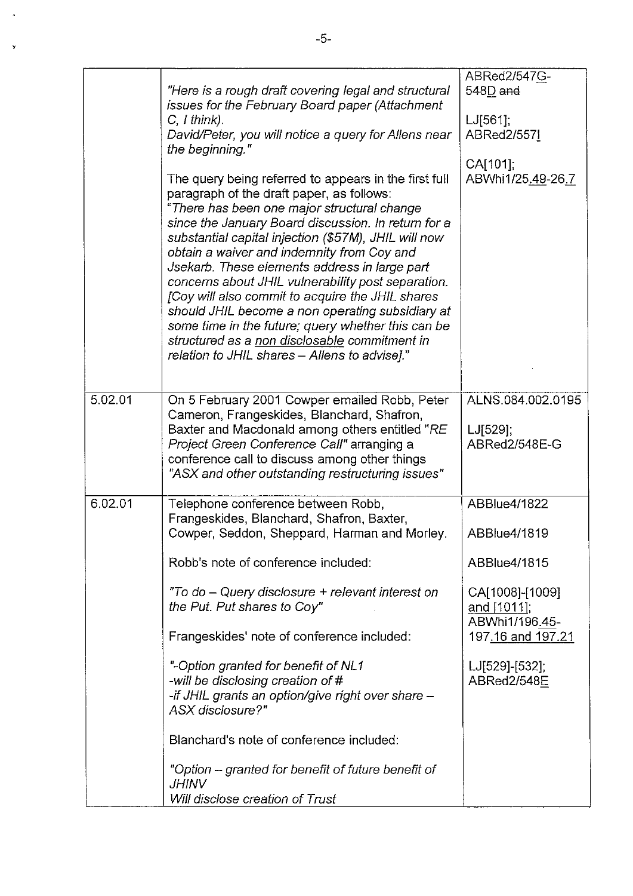| | | |
|---|---|---|
| | "Here is a rough draft covering legal and structural issues for the February Board paper (Attachment C, I think). <br> David/Peter, you will notice a query for Allens near the beginning." <br><br> The query being referred to appears in the first full paragraph of the draft paper, as follows: <br> "There has been one major structural change since the January Board discussion. In return for a substantial capital injection ($57M), JHIL will now obtain a waiver and indemnity from Coy and Jsekarb. These elements address in large part concerns about JHIL vulnerability post separation. [Coy will also commit to acquire the JHIL shares should JHIL become a non operating subsidiary at some time in the future; query whether this can be structured as a <u>non disclosable</u> commitment in relation to JHIL shares – Allens to advise]." | ABRed2/547<u>G</u>-548<u>D</u> ~~and~~ <br><br> LJ[561]; <br> ABRed2/557<u>I</u> <br><br> CA[101]; <br> ABWhi1/25<u>.49</u>-26<u>.7</u> |
| 5.02.01 | On 5 February 2001 Cowper emailed Robb, Peter Cameron, Frangeskides, Blanchard, Shafron, Baxter and Macdonald among others entitled "*RE Project Green Conference Call*" arranging a conference call to discuss among other things "*ASX and other outstanding restructuring issues*" | ALNS.084.002.0195 <br><br> LJ[529]; <br> ABRed2/548E-G |
| 6.02.01 | Telephone conference between Robb, Frangeskides, Blanchard, Shafron, Baxter, Cowper, Seddon, Sheppard, Harman and Morley. <br><br> Robb's note of conference included: <br><br> "*To do – Query disclosure + relevant interest on the Put. Put shares to Coy*" <br><br> Frangeskides' note of conference included: <br><br> "*-Option granted for benefit of NL1 <br> -will be disclosing creation of # <br> -if JHIL grants an option/give right over share – ASX disclosure?*" <br><br> Blanchard's note of conference included: <br><br> "*Option – granted for benefit of future benefit of JHINV <br> Will disclose creation of Trust* | ABBlue4/1822 <br><br> ABBlue4/1819 <br><br> ABBlue4/1815 <br><br> CA[1008]-[1009] <u>and [1011]</u>; <br> ABWhi1/196<u>.45</u>-197<u>.16 and 197.21</u> <br><br> LJ[529]-[532]; <br> ABRed2/548<u>E</u> |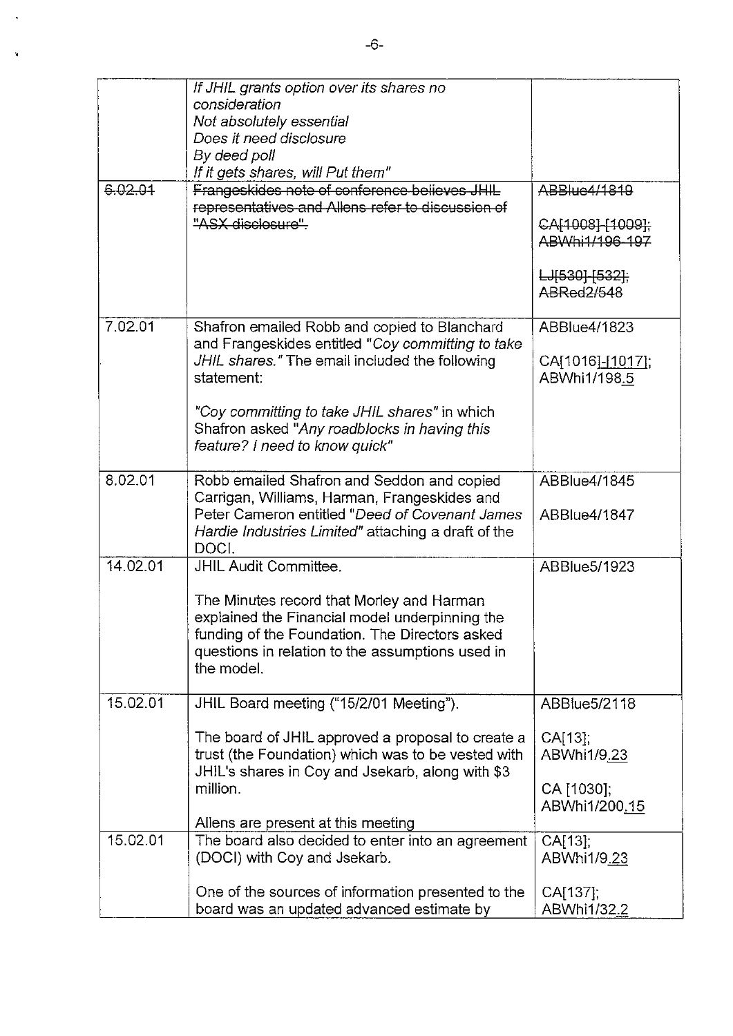| | | |
|---|---|---|
| | *If JHIL grants option over its shares no consideration*<br>*Not absolutely essential*<br>*Does it need disclosure*<br>*By deed poll*<br>*If it gets shares, will Put them"* | |
| ~~6.02.01~~ | ~~Frangeskides note of conference believes JHIL representatives and Allens refer to discussion of "ASX disclosure".~~ | ~~ABBlue4/1819~~<br><br>~~CA[1008]-[1009]; ABWhi1/196-197~~<br><br>~~LJ[530]-[532]; ABRed2/548~~ |
| 7.02.01 | Shafron emailed Robb and copied to Blanchard and Frangeskides entitled "*Coy committing to take JHIL shares.*" The email included the following statement:<br><br>"*Coy committing to take JHIL shares*" in which Shafron asked "*Any roadblocks in having this feature? I need to know quick*" | ABBlue4/1823<br><br>CA[1016]-[1017]; ABWhi1/198.5 |
| 8.02.01 | Robb emailed Shafron and Seddon and copied Carrigan, Williams, Harman, Frangeskides and Peter Cameron entitled "*Deed of Covenant James Hardie Industries Limited*" attaching a draft of the DOCI. | ABBlue4/1845<br><br>ABBlue4/1847 |
| 14.02.01 | JHIL Audit Committee.<br><br>The Minutes record that Morley and Harman explained the Financial model underpinning the funding of the Foundation. The Directors asked questions in relation to the assumptions used in the model. | ABBlue5/1923 |
| 15.02.01 | JHIL Board meeting ("15/2/01 Meeting").<br><br>The board of JHIL approved a proposal to create a trust (the Foundation) which was to be vested with JHIL's shares in Coy and Jsekarb, along with $3 million.<br><br>Allens are present at this meeting | ABBlue5/2118<br><br>CA[13]; ABWhi1/9.23<br><br>CA [1030]; ABWhi1/200.15 |
| 15.02.01 | The board also decided to enter into an agreement (DOCI) with Coy and Jsekarb.<br><br>One of the sources of information presented to the board was an updated advanced estimate by | CA[13]; ABWhi1/9.23<br><br>CA[137]; ABWhi1/32.2 |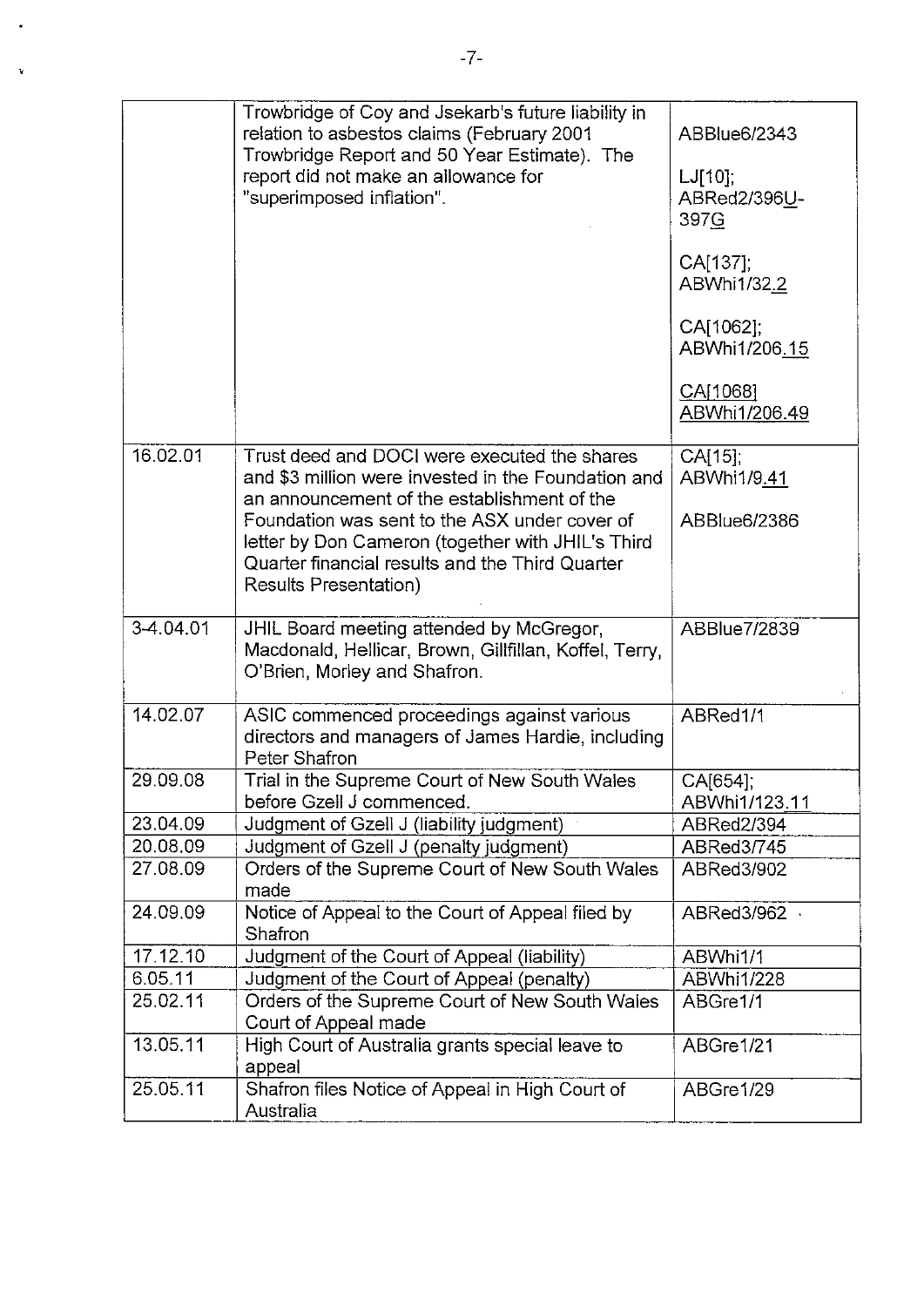| | | |
|---|---|---|
| | Trowbridge of Coy and Jsekarb's future liability in relation to asbestos claims (February 2001 Trowbridge Report and 50 Year Estimate). The report did not make an allowance for "superimposed inflation". | ABBlue6/2343<br><br>LJ[10]; ABRed2/396U-397G<br><br>CA[137]; ABWhi1/32.2<br><br>CA[1062]; ABWhi1/206.15<br><br>CA[1068] ABWhi1/206.49 |
| 16.02.01 | Trust deed and DOCI were executed the shares and $3 million were invested in the Foundation and an announcement of the establishment of the Foundation was sent to the ASX under cover of letter by Don Cameron (together with JHIL's Third Quarter financial results and the Third Quarter Results Presentation) | CA[15]; ABWhi1/9.41<br><br>ABBlue6/2386 |
| 3-4.04.01 | JHIL Board meeting attended by McGregor, Macdonald, Hellicar, Brown, Gillfillan, Koffel, Terry, O'Brien, Morley and Shafron. | ABBlue7/2839 |
| 14.02.07 | ASIC commenced proceedings against various directors and managers of James Hardie, including Peter Shafron | ABRed1/1 |
| 29.09.08 | Trial in the Supreme Court of New South Wales before Gzell J commenced. | CA[654]; ABWhi1/123.11 |
| 23.04.09 | Judgment of Gzell J (liability judgment) | ABRed2/394 |
| 20.08.09 | Judgment of Gzell J (penalty judgment) | ABRed3/745 |
| 27.08.09 | Orders of the Supreme Court of New South Wales made | ABRed3/902 |
| 24.09.09 | Notice of Appeal to the Court of Appeal filed by Shafron | ABRed3/962 |
| 17.12.10 | Judgment of the Court of Appeal (liability) | ABWhi1/1 |
| 6.05.11 | Judgment of the Court of Appeal (penalty) | ABWhi1/228 |
| 25.02.11 | Orders of the Supreme Court of New South Wales Court of Appeal made | ABGre1/1 |
| 13.05.11 | High Court of Australia grants special leave to appeal | ABGre1/21 |
| 25.05.11 | Shafron files Notice of Appeal in High Court of Australia | ABGre1/29 |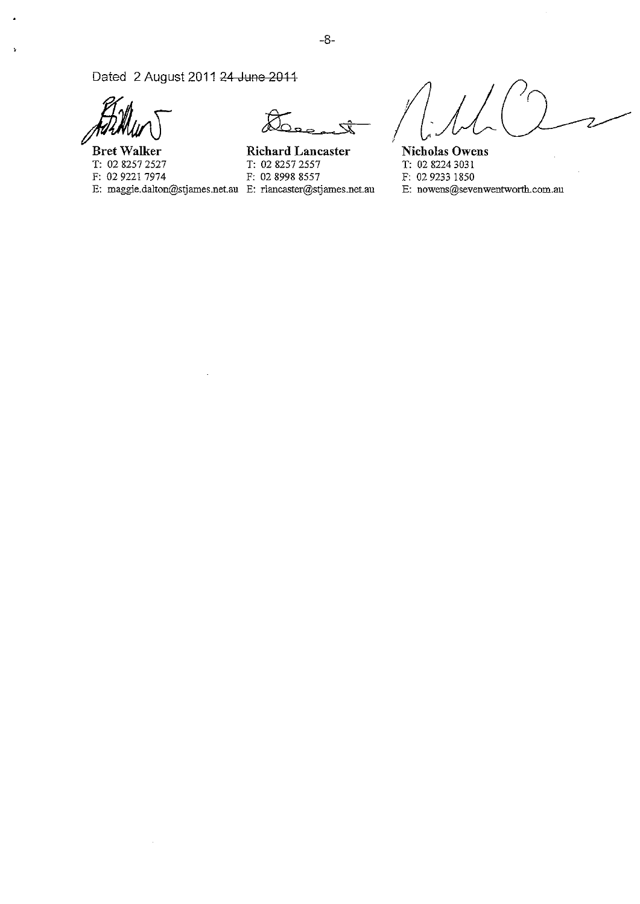Dated 2 August 2011 ~~24 June 2011~~

| Bret Walker | Richard Lancaster | Nicholas Owens |
| --- | --- | --- |
| T: 02 8257 2527 | T: 02 8257 2557 | T: 02 8224 3031 |
| F: 02 9221 7974 | F: 02 8998 8557 | F: 02 9233 1850 |
| E: maggie.dalton@stjames.net.au | E: rlancaster@stjames.net.au | E: nowens@sevenwentworth.com.au |